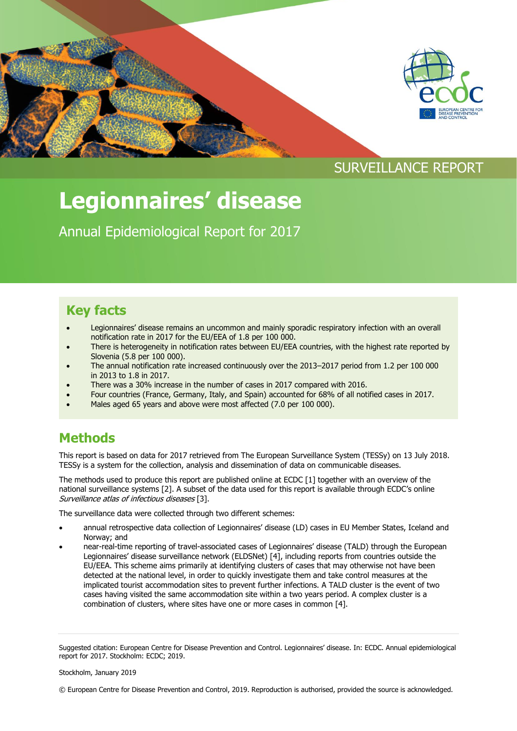SURVEILLANCE REPORT

# Legionnaires' disease

Annual Epidemiological Report for 2017

## Key facts

- Legionnaires' disease remains an uncommon and mainly sporadic respiratory infection with an overall notification rate in 2017 for the EU/EEA of 1.8 per 100 000.
- There is heterogeneity in notification rates between EU/EEA countries, with the highest rate reported by Slovenia (5.8 per 100 000).
- The annual notification rate increased continuously over the 2013–2017 period from 1.2 per 100 000 in 2013 to 1.8 in 2017.
- There was a 30% increase in the number of cases in 2017 compared with 2016.
- Four countries (France, Germany, Italy, and Spain) accounted for 68% of all notified cases in 2017.
- Males aged 65 years and above were most affected (7.0 per 100 000).

## Methods

This report is based on data for 2017 retrieved from The European Surveillance System (TESSy) on 13 July 2018. TESSy is a system for the collection, analysis and dissemination of data on communicable diseases.

The methods used to produce this report are published online at ECDC [1] together with an overview of the national surveillance systems [2]. A subset of the data used for this report is available through ECDC's online *Surveillance atlas of infectious diseases* [3].

The surveillance data were collected through two different schemes:

- annual retrospective data collection of Legionnaires' disease (LD) cases in EU Member States, Iceland and Norway; and
- near-real-time reporting of travel-associated cases of Legionnaires' disease (TALD) through the European Legionnaires' disease surveillance network (ELDSNet) [4], including reports from countries outside the EU/EEA. This scheme aims primarily at identifying clusters of cases that may otherwise not have been detected at the national level, in order to quickly investigate them and take control measures at the implicated tourist accommodation sites to prevent further infections. A TALD cluster is the event of two cases having visited the same accommodation site within a two years period. A complex cluster is a combination of clusters, where sites have one or more cases in common [4].

Suggested citation: European Centre for Disease Prevention and Control. Legionnaires' disease. In: ECDC. Annual epidemiological report for 2017. Stockholm: ECDC; 2019.

Stockholm, January 2019

© European Centre for Disease Prevention and Control, 2019. Reproduction is authorised, provided the source is acknowledged.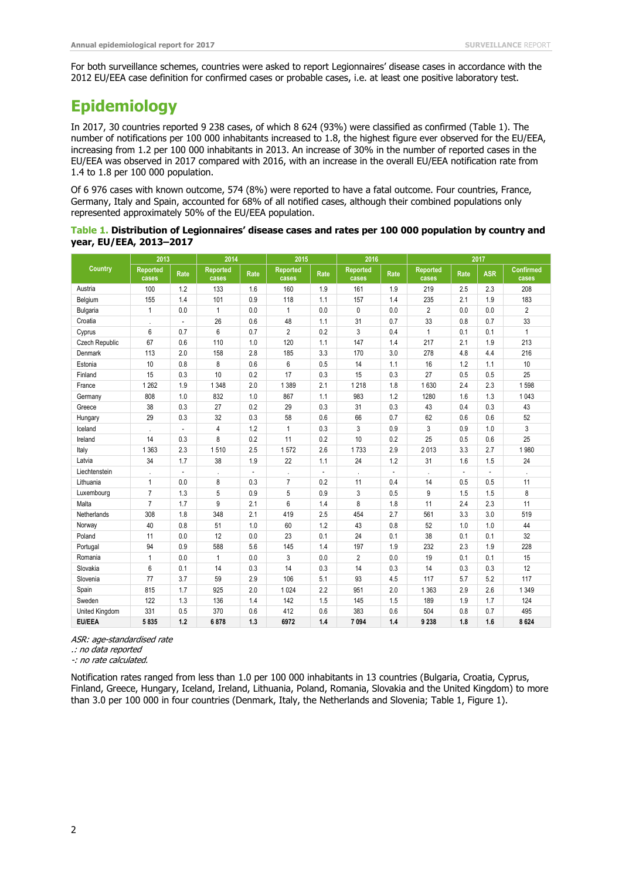For both surveillance schemes, countries were asked to report Legionnaires' disease cases in accordance with the 2012 EU/EEA case definition for confirmed cases or probable cases, i.e. at least one positive laboratory test.

# Epidemiology

In 2017, 30 countries reported 9 238 cases, of which 8 624 (93%) were classified as confirmed (Table 1). The number of notifications per 100 000 inhabitants increased to 1.8, the highest figure ever observed for the EU/EEA, increasing from 1.2 per 100 000 inhabitants in 2013. An increase of 30% in the number of reported cases in the EU/EEA was observed in 2017 compared with 2016, with an increase in the overall EU/EEA notification rate from 1.4 to 1.8 per 100 000 population.

Of 6 976 cases with known outcome, 574 (8%) were reported to have a fatal outcome. Four countries, France, Germany, Italy and Spain, accounted for 68% of all notified cases, although their combined populations only represented approximately 50% of the EU/EEA population.

**Table 1. Distribution of Legionnaires' disease cases and rates per 100 000 population by country and year, EU/EEA, 2013–2017**

| Country | 2013 | | 2014 | | 2015 | | 2016 | | 2017 | | | |
|---|---|---|---|---|---|---|---|---|---|---|---|---|
| | Reported cases | Rate | Reported cases | Rate | Reported cases | Rate | Reported cases | Rate | Reported cases | Rate | ASR | Confirmed cases |
| Austria | 100 | 1.2 | 133 | 1.6 | 160 | 1.9 | 161 | 1.9 | 219 | 2.5 | 2.3 | 208 |
| Belgium | 155 | 1.4 | 101 | 0.9 | 118 | 1.1 | 157 | 1.4 | 235 | 2.1 | 1.9 | 183 |
| Bulgaria | 1 | 0.0 | 1 | 0.0 | 1 | 0.0 | 0 | 0.0 | 2 | 0.0 | 0.0 | 2 |
| Croatia | . | - | 26 | 0.6 | 48 | 1.1 | 31 | 0.7 | 33 | 0.8 | 0.7 | 33 |
| Cyprus | 6 | 0.7 | 6 | 0.7 | 2 | 0.2 | 3 | 0.4 | 1 | 0.1 | 0.1 | 1 |
| Czech Republic | 67 | 0.6 | 110 | 1.0 | 120 | 1.1 | 147 | 1.4 | 217 | 2.1 | 1.9 | 213 |
| Denmark | 113 | 2.0 | 158 | 2.8 | 185 | 3.3 | 170 | 3.0 | 278 | 4.8 | 4.4 | 216 |
| Estonia | 10 | 0.8 | 8 | 0.6 | 6 | 0.5 | 14 | 1.1 | 16 | 1.2 | 1.1 | 10 |
| Finland | 15 | 0.3 | 10 | 0.2 | 17 | 0.3 | 15 | 0.3 | 27 | 0.5 | 0.5 | 25 |
| France | 1 262 | 1.9 | 1 348 | 2.0 | 1 389 | 2.1 | 1 218 | 1.8 | 1 630 | 2.4 | 2.3 | 1 598 |
| Germany | 808 | 1.0 | 832 | 1.0 | 867 | 1.1 | 983 | 1.2 | 1280 | 1.6 | 1.3 | 1 043 |
| Greece | 38 | 0.3 | 27 | 0.2 | 29 | 0.3 | 31 | 0.3 | 43 | 0.4 | 0.3 | 43 |
| Hungary | 29 | 0.3 | 32 | 0.3 | 58 | 0.6 | 66 | 0.7 | 62 | 0.6 | 0.6 | 52 |
| Iceland | . | - | 4 | 1.2 | 1 | 0.3 | 3 | 0.9 | 3 | 0.9 | 1.0 | 3 |
| Ireland | 14 | 0.3 | 8 | 0.2 | 11 | 0.2 | 10 | 0.2 | 25 | 0.5 | 0.6 | 25 |
| Italy | 1 363 | 2.3 | 1 510 | 2.5 | 1 572 | 2.6 | 1 733 | 2.9 | 2 013 | 3.3 | 2.7 | 1 980 |
| Latvia | 34 | 1.7 | 38 | 1.9 | 22 | 1.1 | 24 | 1.2 | 31 | 1.6 | 1.5 | 24 |
| Liechtenstein | . | - | . | - | . | - | . | - | . | - | - | . |
| Lithuania | 1 | 0.0 | 8 | 0.3 | 7 | 0.2 | 11 | 0.4 | 14 | 0.5 | 0.5 | 11 |
| Luxembourg | 7 | 1.3 | 5 | 0.9 | 5 | 0.9 | 3 | 0.5 | 9 | 1.5 | 1.5 | 8 |
| Malta | 7 | 1.7 | 9 | 2.1 | 6 | 1.4 | 8 | 1.8 | 11 | 2.4 | 2.3 | 11 |
| Netherlands | 308 | 1.8 | 348 | 2.1 | 419 | 2.5 | 454 | 2.7 | 561 | 3.3 | 3.0 | 519 |
| Norway | 40 | 0.8 | 51 | 1.0 | 60 | 1.2 | 43 | 0.8 | 52 | 1.0 | 1.0 | 44 |
| Poland | 11 | 0.0 | 12 | 0.0 | 23 | 0.1 | 24 | 0.1 | 38 | 0.1 | 0.1 | 32 |
| Portugal | 94 | 0.9 | 588 | 5.6 | 145 | 1.4 | 197 | 1.9 | 232 | 2.3 | 1.9 | 228 |
| Romania | 1 | 0.0 | 1 | 0.0 | 3 | 0.0 | 2 | 0.0 | 19 | 0.1 | 0.1 | 15 |
| Slovakia | 6 | 0.1 | 14 | 0.3 | 14 | 0.3 | 14 | 0.3 | 14 | 0.3 | 0.3 | 12 |
| Slovenia | 77 | 3.7 | 59 | 2.9 | 106 | 5.1 | 93 | 4.5 | 117 | 5.7 | 5.2 | 117 |
| Spain | 815 | 1.7 | 925 | 2.0 | 1 024 | 2.2 | 951 | 2.0 | 1 363 | 2.9 | 2.6 | 1 349 |
| Sweden | 122 | 1.3 | 136 | 1.4 | 142 | 1.5 | 145 | 1.5 | 189 | 1.9 | 1.7 | 124 |
| United Kingdom | 331 | 0.5 | 370 | 0.6 | 412 | 0.6 | 383 | 0.6 | 504 | 0.8 | 0.7 | 495 |
| **EU/EEA** | **5 835** | **1.2** | **6 878** | **1.3** | **6972** | **1.4** | **7 094** | **1.4** | **9 238** | **1.8** | **1.6** | **8 624** |

*ASR: age-standardised rate*
*.: no data reported*
*-: no rate calculated.*

Notification rates ranged from less than 1.0 per 100 000 inhabitants in 13 countries (Bulgaria, Croatia, Cyprus, Finland, Greece, Hungary, Iceland, Ireland, Lithuania, Poland, Romania, Slovakia and the United Kingdom) to more than 3.0 per 100 000 in four countries (Denmark, Italy, the Netherlands and Slovenia; Table 1, Figure 1).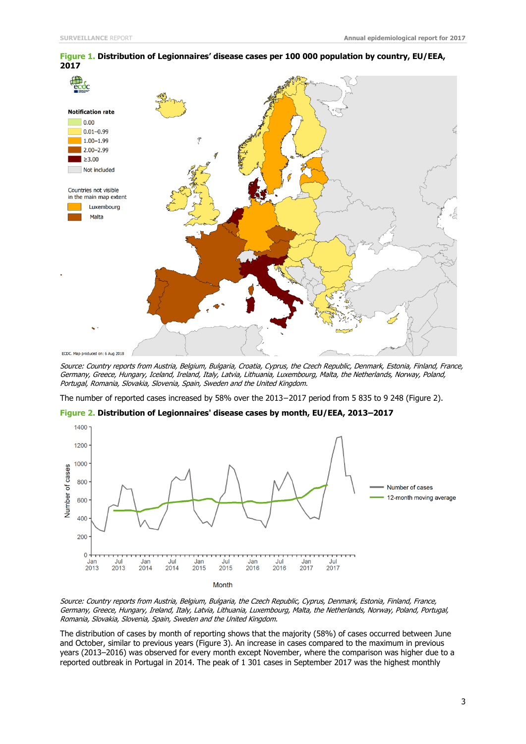**Figure 1. Distribution of Legionnaires' disease cases per 100 000 population by country, EU/EEA, 2017**

*Source: Country reports from Austria, Belgium, Bulgaria, Croatia, Cyprus, the Czech Republic, Denmark, Estonia, Finland, France, Germany, Greece, Hungary, Iceland, Ireland, Italy, Latvia, Lithuania, Luxembourg, Malta, the Netherlands, Norway, Poland, Portugal, Romania, Slovakia, Slovenia, Spain, Sweden and the United Kingdom.*

The number of reported cases increased by 58% over the 2013−2017 period from 5 835 to 9 248 (Figure 2).

**Figure 2. Distribution of Legionnaires' disease cases by month, EU/EEA, 2013–2017**

*Source: Country reports from Austria, Belgium, Bulgaria, the Czech Republic, Cyprus, Denmark, Estonia, Finland, France, Germany, Greece, Hungary, Ireland, Italy, Latvia, Lithuania, Luxembourg, Malta, the Netherlands, Norway, Poland, Portugal, Romania, Slovakia, Slovenia, Spain, Sweden and the United Kingdom.*

The distribution of cases by month of reporting shows that the majority (58%) of cases occurred between June and October, similar to previous years (Figure 3). An increase in cases compared to the maximum in previous years (2013–2016) was observed for every month except November, where the comparison was higher due to a reported outbreak in Portugal in 2014. The peak of 1 301 cases in September 2017 was the highest monthly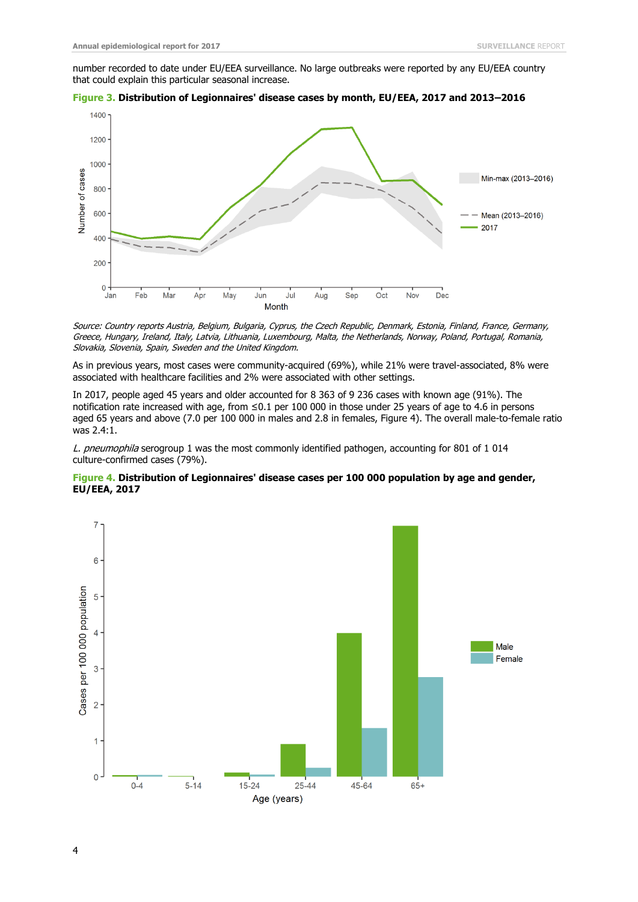number recorded to date under EU/EEA surveillance. No large outbreaks were reported by any EU/EEA country that could explain this particular seasonal increase.

**Figure 3. Distribution of Legionnaires' disease cases by month, EU/EEA, 2017 and 2013–2016**

*Source: Country reports Austria, Belgium, Bulgaria, Cyprus, the Czech Republic, Denmark, Estonia, Finland, France, Germany, Greece, Hungary, Ireland, Italy, Latvia, Lithuania, Luxembourg, Malta, the Netherlands, Norway, Poland, Portugal, Romania, Slovakia, Slovenia, Spain, Sweden and the United Kingdom.*

As in previous years, most cases were community-acquired (69%), while 21% were travel-associated, 8% were associated with healthcare facilities and 2% were associated with other settings.

In 2017, people aged 45 years and older accounted for 8 363 of 9 236 cases with known age (91%). The notification rate increased with age, from ≤0.1 per 100 000 in those under 25 years of age to 4.6 in persons aged 65 years and above (7.0 per 100 000 in males and 2.8 in females, Figure 4). The overall male-to-female ratio was 2.4:1.

*L. pneumophila* serogroup 1 was the most commonly identified pathogen, accounting for 801 of 1 014 culture-confirmed cases (79%).

**Figure 4. Distribution of Legionnaires' disease cases per 100 000 population by age and gender, EU/EEA, 2017**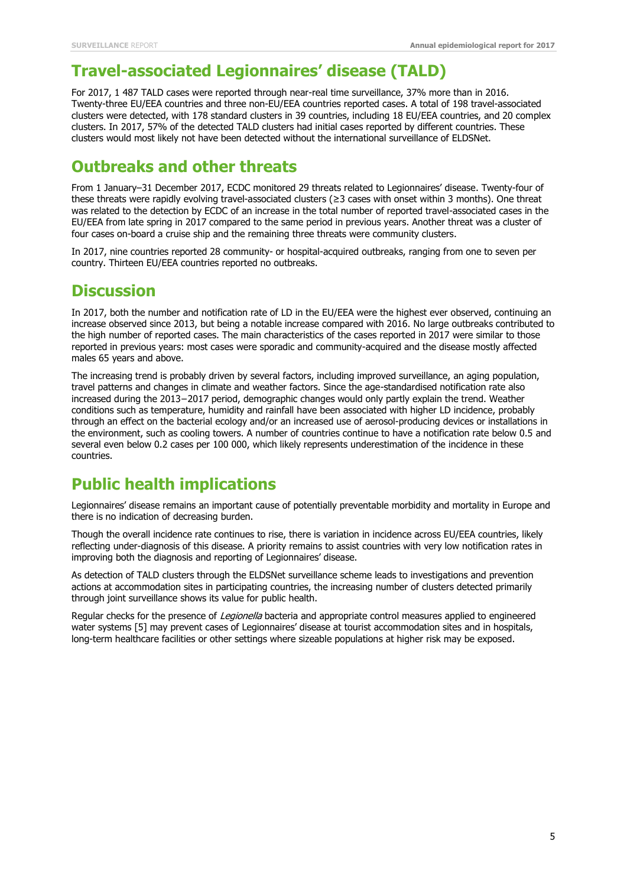## Travel-associated Legionnaires' disease (TALD)

For 2017, 1 487 TALD cases were reported through near-real time surveillance, 37% more than in 2016. Twenty-three EU/EEA countries and three non-EU/EEA countries reported cases. A total of 198 travel-associated clusters were detected, with 178 standard clusters in 39 countries, including 18 EU/EEA countries, and 20 complex clusters. In 2017, 57% of the detected TALD clusters had initial cases reported by different countries. These clusters would most likely not have been detected without the international surveillance of ELDSNet.

## Outbreaks and other threats

From 1 January–31 December 2017, ECDC monitored 29 threats related to Legionnaires' disease. Twenty-four of these threats were rapidly evolving travel-associated clusters (≥3 cases with onset within 3 months). One threat was related to the detection by ECDC of an increase in the total number of reported travel-associated cases in the EU/EEA from late spring in 2017 compared to the same period in previous years. Another threat was a cluster of four cases on-board a cruise ship and the remaining three threats were community clusters.

In 2017, nine countries reported 28 community- or hospital-acquired outbreaks, ranging from one to seven per country. Thirteen EU/EEA countries reported no outbreaks.

## Discussion

In 2017, both the number and notification rate of LD in the EU/EEA were the highest ever observed, continuing an increase observed since 2013, but being a notable increase compared with 2016. No large outbreaks contributed to the high number of reported cases. The main characteristics of the cases reported in 2017 were similar to those reported in previous years: most cases were sporadic and community-acquired and the disease mostly affected males 65 years and above.

The increasing trend is probably driven by several factors, including improved surveillance, an aging population, travel patterns and changes in climate and weather factors. Since the age-standardised notification rate also increased during the 2013−2017 period, demographic changes would only partly explain the trend. Weather conditions such as temperature, humidity and rainfall have been associated with higher LD incidence, probably through an effect on the bacterial ecology and/or an increased use of aerosol-producing devices or installations in the environment, such as cooling towers. A number of countries continue to have a notification rate below 0.5 and several even below 0.2 cases per 100 000, which likely represents underestimation of the incidence in these countries.

## Public health implications

Legionnaires' disease remains an important cause of potentially preventable morbidity and mortality in Europe and there is no indication of decreasing burden.

Though the overall incidence rate continues to rise, there is variation in incidence across EU/EEA countries, likely reflecting under-diagnosis of this disease. A priority remains to assist countries with very low notification rates in improving both the diagnosis and reporting of Legionnaires' disease.

As detection of TALD clusters through the ELDSNet surveillance scheme leads to investigations and prevention actions at accommodation sites in participating countries, the increasing number of clusters detected primarily through joint surveillance shows its value for public health.

Regular checks for the presence of *Legionella* bacteria and appropriate control measures applied to engineered water systems [5] may prevent cases of Legionnaires' disease at tourist accommodation sites and in hospitals, long-term healthcare facilities or other settings where sizeable populations at higher risk may be exposed.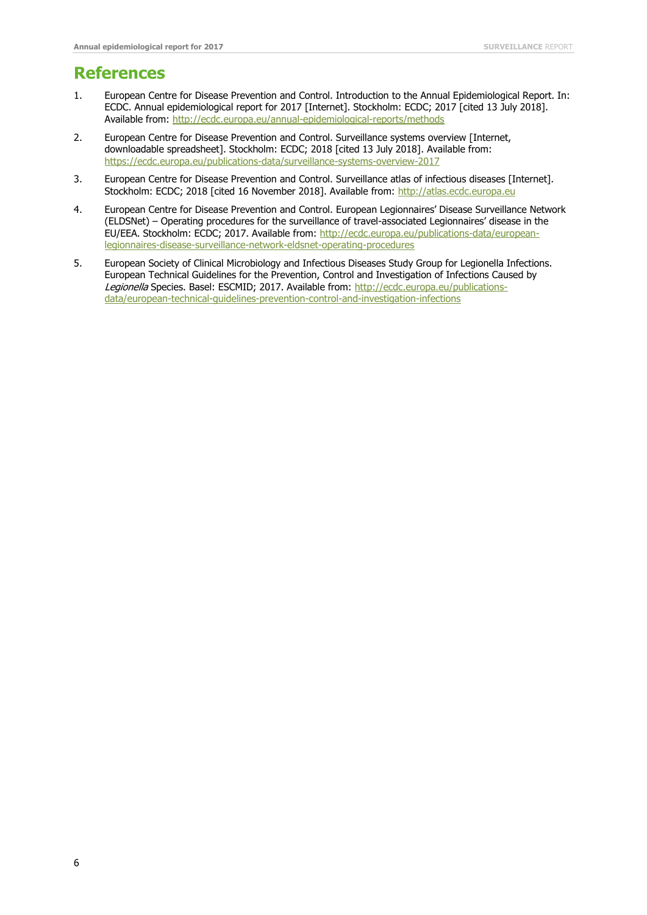# References

1. European Centre for Disease Prevention and Control. Introduction to the Annual Epidemiological Report. In: ECDC. Annual epidemiological report for 2017 [Internet]. Stockholm: ECDC; 2017 [cited 13 July 2018]. Available from: http://ecdc.europa.eu/annual-epidemiological-reports/methods

2. European Centre for Disease Prevention and Control. Surveillance systems overview [Internet, downloadable spreadsheet]. Stockholm: ECDC; 2018 [cited 13 July 2018]. Available from: https://ecdc.europa.eu/publications-data/surveillance-systems-overview-2017

3. European Centre for Disease Prevention and Control. Surveillance atlas of infectious diseases [Internet]. Stockholm: ECDC; 2018 [cited 16 November 2018]. Available from: http://atlas.ecdc.europa.eu

4. European Centre for Disease Prevention and Control. European Legionnaires' Disease Surveillance Network (ELDSNet) – Operating procedures for the surveillance of travel-associated Legionnaires' disease in the EU/EEA. Stockholm: ECDC; 2017. Available from: http://ecdc.europa.eu/publications-data/european-legionnaires-disease-surveillance-network-eldsnet-operating-procedures

5. European Society of Clinical Microbiology and Infectious Diseases Study Group for Legionella Infections. European Technical Guidelines for the Prevention, Control and Investigation of Infections Caused by *Legionella* Species. Basel: ESCMID; 2017. Available from: http://ecdc.europa.eu/publications-data/european-technical-guidelines-prevention-control-and-investigation-infections